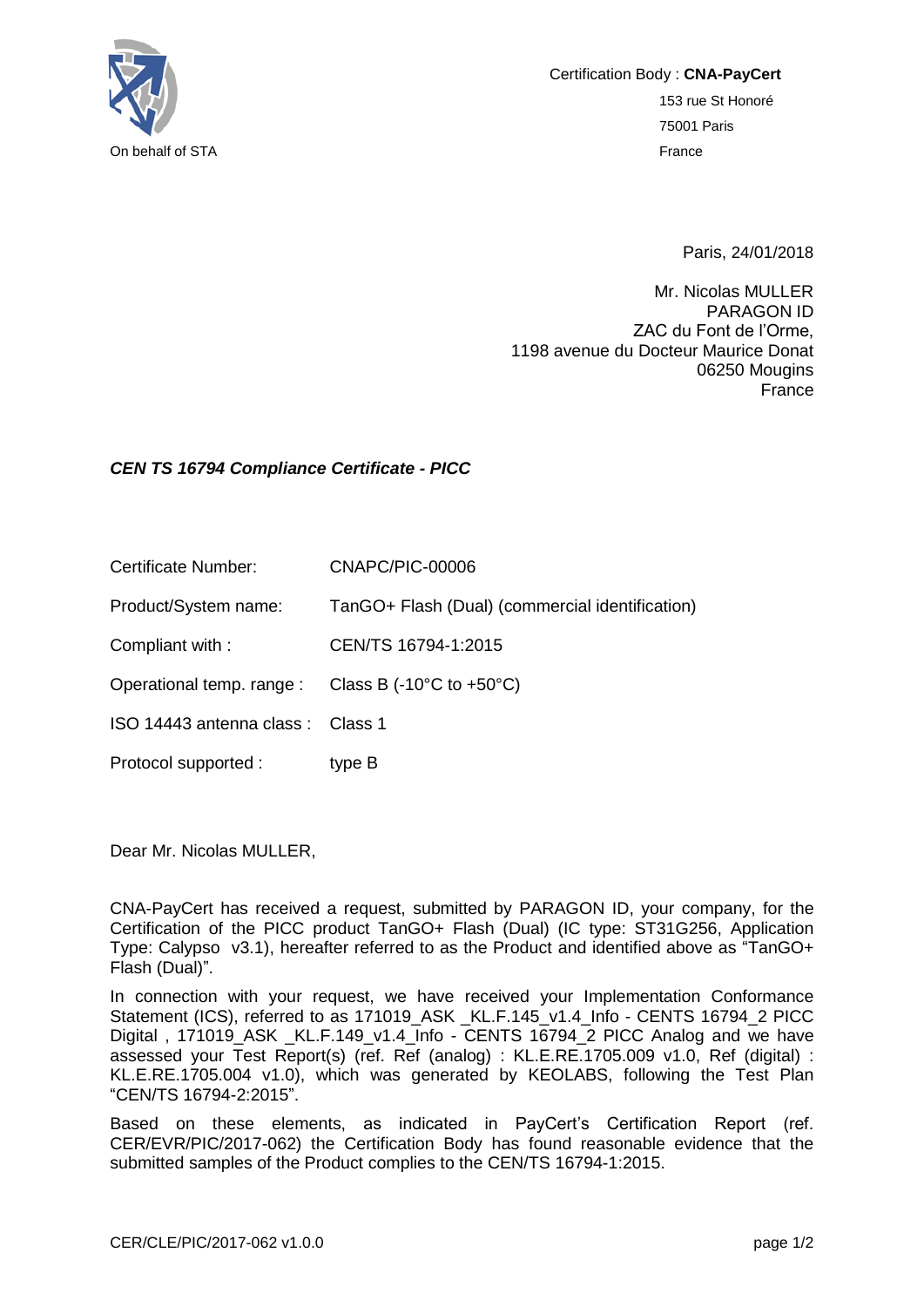On behalf of STA

Certification Body : **CNA-PayCert**
153 rue St Honoré
75001 Paris
France

Paris, 24/01/2018

Mr. Nicolas MULLER
PARAGON ID
ZAC du Font de l'Orme,
1198 avenue du Docteur Maurice Donat
06250 Mougins
France

***CEN TS 16794 Compliance Certificate - PICC***

| | |
|---|---|
| Certificate Number: | CNAPC/PIC-00006 |
| Product/System name: | TanGO+ Flash (Dual) (commercial identification) |
| Compliant with : | CEN/TS 16794-1:2015 |
| Operational temp. range : | Class B (-10°C to +50°C) |
| ISO 14443 antenna class : | Class 1 |
| Protocol supported : | type B |

Dear Mr. Nicolas MULLER,

CNA-PayCert has received a request, submitted by PARAGON ID, your company, for the Certification of the PICC product TanGO+ Flash (Dual) (IC type: ST31G256, Application Type: Calypso v3.1), hereafter referred to as the Product and identified above as "TanGO+ Flash (Dual)".

In connection with your request, we have received your Implementation Conformance Statement (ICS), referred to as 171019_ASK _KL.F.145_v1.4_Info - CENTS 16794_2 PICC Digital , 171019_ASK _KL.F.149_v1.4_Info - CENTS 16794_2 PICC Analog and we have assessed your Test Report(s) (ref. Ref (analog) : KL.E.RE.1705.009 v1.0, Ref (digital) : KL.E.RE.1705.004 v1.0), which was generated by KEOLABS, following the Test Plan "CEN/TS 16794-2:2015".

Based on these elements, as indicated in PayCert's Certification Report (ref. CER/EVR/PIC/2017-062) the Certification Body has found reasonable evidence that the submitted samples of the Product complies to the CEN/TS 16794-1:2015.

CER/CLE/PIC/2017-062 v1.0.0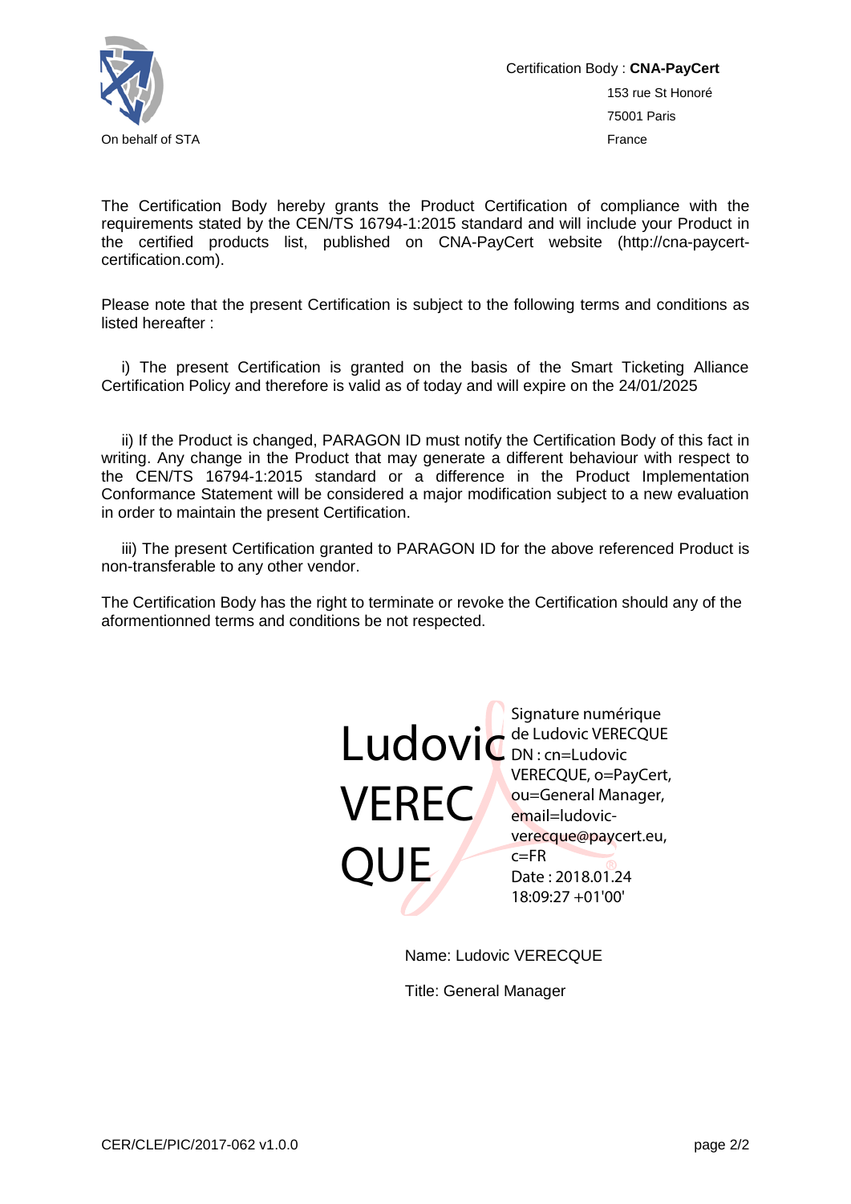On behalf of STA

Certification Body : **CNA-PayCert**
153 rue St Honoré
75001 Paris
France

The Certification Body hereby grants the Product Certification of compliance with the requirements stated by the CEN/TS 16794-1:2015 standard and will include your Product in the certified products list, published on CNA-PayCert website (http://cna-paycert-certification.com).

Please note that the present Certification is subject to the following terms and conditions as listed hereafter :

i) The present Certification is granted on the basis of the Smart Ticketing Alliance Certification Policy and therefore is valid as of today and will expire on the 24/01/2025

ii) If the Product is changed, PARAGON ID must notify the Certification Body of this fact in writing. Any change in the Product that may generate a different behaviour with respect to the CEN/TS 16794-1:2015 standard or a difference in the Product Implementation Conformance Statement will be considered a major modification subject to a new evaluation in order to maintain the present Certification.

iii) The present Certification granted to PARAGON ID for the above referenced Product is non-transferable to any other vendor.

The Certification Body has the right to terminate or revoke the Certification should any of the aforementionned terms and conditions be not respected.

Ludovic VERECQUE

Signature numérique de Ludovic VERECQUE
DN : cn=Ludovic VERECQUE, o=PayCert, ou=General Manager, email=ludovic-verecque@paycert.eu, c=FR
Date : 2018.01.24 18:09:27 +01'00'

Name: Ludovic VERECQUE

Title: General Manager

CER/CLE/PIC/2017-062 v1.0.0